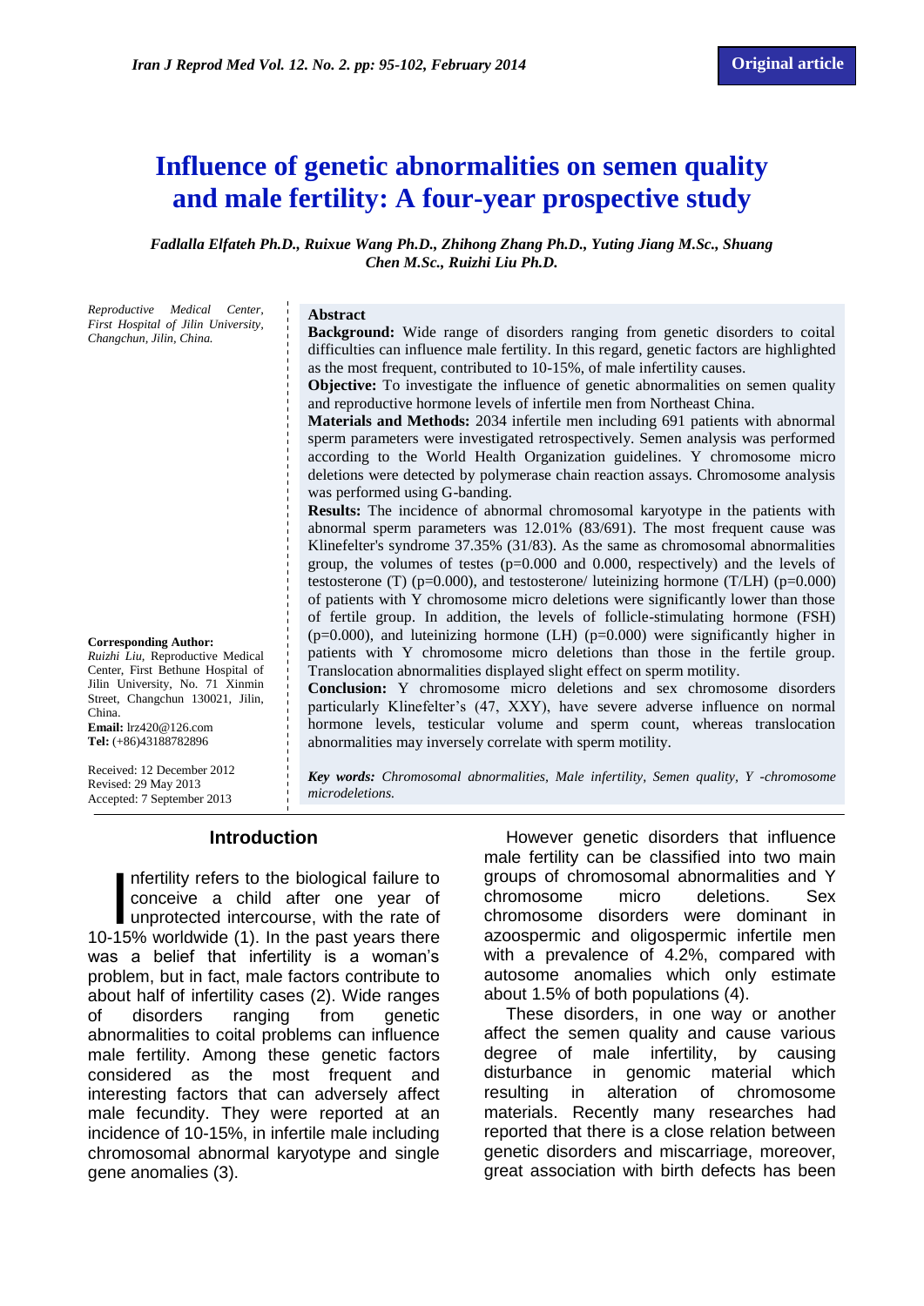Original article

# Influence of genetic abnormalities on semen quality and male fertility: A four-year prospective study

*Fadlalla Elfateh Ph.D., Ruixue Wang Ph.D., Zhihong Zhang Ph.D., Yuting Jiang M.Sc., Shuang Chen M.Sc., Ruizhi Liu Ph.D.*

*Reproductive Medical Center, First Hospital of Jilin University, Changchun, Jilin, China.*

**Abstract**

**Background:** Wide range of disorders ranging from genetic disorders to coital difficulties can influence male fertility. In this regard, genetic factors are highlighted as the most frequent, contributed to 10-15%, of male infertility causes.

**Objective:** To investigate the influence of genetic abnormalities on semen quality and reproductive hormone levels of infertile men from Northeast China.

**Materials and Methods:** 2034 infertile men including 691 patients with abnormal sperm parameters were investigated retrospectively. Semen analysis was performed according to the World Health Organization guidelines. Y chromosome micro deletions were detected by polymerase chain reaction assays. Chromosome analysis was performed using G-banding.

**Results:** The incidence of abnormal chromosomal karyotype in the patients with abnormal sperm parameters was 12.01% (83/691). The most frequent cause was Klinefelter's syndrome 37.35% (31/83). As the same as chromosomal abnormalities group, the volumes of testes (p=0.000 and 0.000, respectively) and the levels of testosterone (T) (p=0.000), and testosterone/ luteinizing hormone (T/LH) (p=0.000) of patients with Y chromosome micro deletions were significantly lower than those of fertile group. In addition, the levels of follicle-stimulating hormone (FSH) (p=0.000), and luteinizing hormone (LH) (p=0.000) were significantly higher in patients with Y chromosome micro deletions than those in the fertile group. Translocation abnormalities displayed slight effect on sperm motility.

**Conclusion:** Y chromosome micro deletions and sex chromosome disorders particularly Klinefelter's (47, XXY), have severe adverse influence on normal hormone levels, testicular volume and sperm count, whereas translocation abnormalities may inversely correlate with sperm motility.

***Key words:*** *Chromosomal abnormalities, Male infertility, Semen quality, Y -chromosome microdeletions.*

**Corresponding Author:**
*Ruizhi Liu,* Reproductive Medical Center, First Bethune Hospital of Jilin University, No. 71 Xinmin Street, Changchun 130021, Jilin, China.
**Email:** lrz420@126.com
**Tel:** (+86)43188782896

Received: 12 December 2012
Revised: 29 May 2013
Accepted: 7 September 2013

## Introduction

Infertility refers to the biological failure to conceive a child after one year of unprotected intercourse, with the rate of 10-15% worldwide (1). In the past years there was a belief that infertility is a woman's problem, but in fact, male factors contribute to about half of infertility cases (2). Wide ranges of disorders ranging from genetic abnormalities to coital problems can influence male fertility. Among these genetic factors considered as the most frequent and interesting factors that can adversely affect male fecundity. They were reported at an incidence of 10-15%, in infertile male including chromosomal abnormal karyotype and single gene anomalies (3).

However genetic disorders that influence male fertility can be classified into two main groups of chromosomal abnormalities and Y chromosome micro deletions. Sex chromosome disorders were dominant in azoospermic and oligospermic infertile men with a prevalence of 4.2%, compared with autosome anomalies which only estimate about 1.5% of both populations (4).

These disorders, in one way or another affect the semen quality and cause various degree of male infertility, by causing disturbance in genomic material which resulting in alteration of chromosome materials. Recently many researches had reported that there is a close relation between genetic disorders and miscarriage, moreover, great association with birth defects has been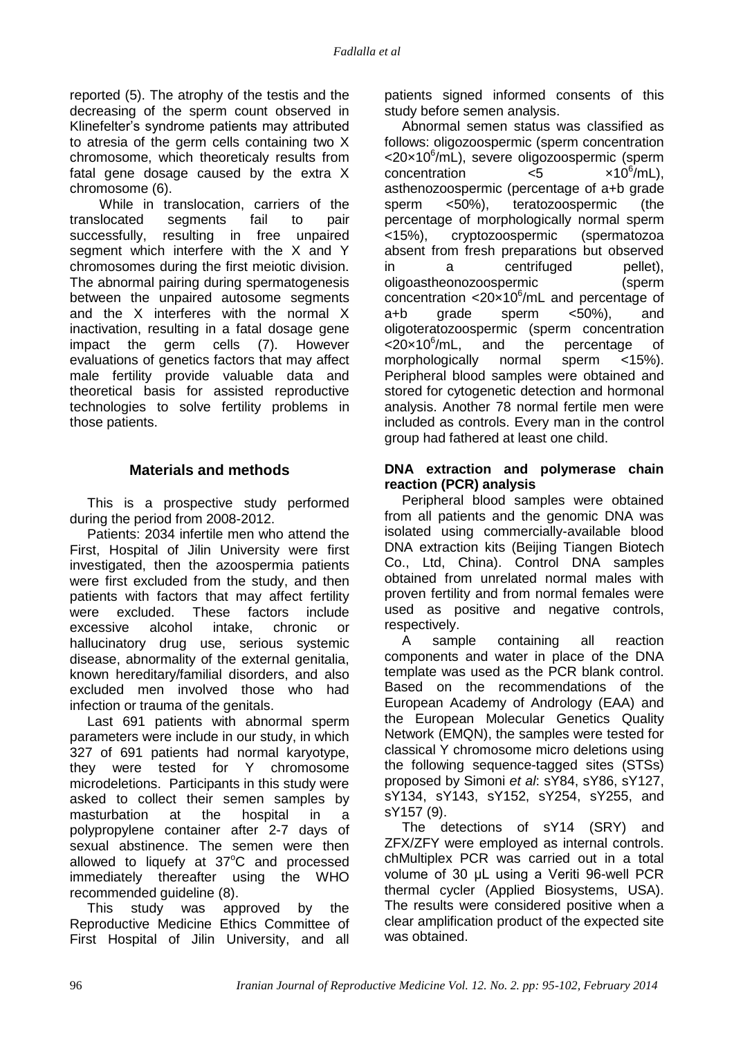reported (5). The atrophy of the testis and the decreasing of the sperm count observed in Klinefelter's syndrome patients may attributed to atresia of the germ cells containing two X chromosome, which theoreticaly results from fatal gene dosage caused by the extra X chromosome (6).

While in translocation, carriers of the translocated segments fail to pair successfully, resulting in free unpaired segment which interfere with the X and Y chromosomes during the first meiotic division. The abnormal pairing during spermatogenesis between the unpaired autosome segments and the X interferes with the normal X inactivation, resulting in a fatal dosage gene impact the germ cells (7). However evaluations of genetics factors that may affect male fertility provide valuable data and theoretical basis for assisted reproductive technologies to solve fertility problems in those patients.

## Materials and methods

This is a prospective study performed during the period from 2008-2012.

Patients: 2034 infertile men who attend the First, Hospital of Jilin University were first investigated, then the azoospermia patients were first excluded from the study, and then patients with factors that may affect fertility were excluded. These factors include excessive alcohol intake, chronic or hallucinatory drug use, serious systemic disease, abnormality of the external genitalia, known hereditary/familial disorders, and also excluded men involved those who had infection or trauma of the genitals.

Last 691 patients with abnormal sperm parameters were include in our study, in which 327 of 691 patients had normal karyotype, they were tested for Y chromosome microdeletions. Participants in this study were asked to collect their semen samples by masturbation at the hospital in a polypropylene container after 2-7 days of sexual abstinence. The semen were then allowed to liquefy at 37°C and processed immediately thereafter using the WHO recommended guideline (8).

This study was approved by the Reproductive Medicine Ethics Committee of First Hospital of Jilin University, and all patients signed informed consents of this study before semen analysis.

Abnormal semen status was classified as follows: oligozoospermic (sperm concentration $<20\times10^6$/mL), severe oligozoospermic (sperm concentration $<5 \times10^6$/mL), asthenozoospermic (percentage of a+b grade sperm <50%), teratozoospermic (the percentage of morphologically normal sperm <15%), cryptozoospermic (spermatozoa absent from fresh preparations but observed in a centrifuged pellet), oligoastheonozoospermic (sperm concentration $<20\times10^6$/mL and percentage of a+b grade sperm <50%), and oligoteratozoospermic (sperm concentration $<20\times10^6$/mL, and the percentage of morphologically normal sperm <15%). Peripheral blood samples were obtained and stored for cytogenetic detection and hormonal analysis. Another 78 normal fertile men were included as controls. Every man in the control group had fathered at least one child.

### DNA extraction and polymerase chain reaction (PCR) analysis

Peripheral blood samples were obtained from all patients and the genomic DNA was isolated using commercially-available blood DNA extraction kits (Beijing Tiangen Biotech Co., Ltd, China). Control DNA samples obtained from unrelated normal males with proven fertility and from normal females were used as positive and negative controls, respectively.

A sample containing all reaction components and water in place of the DNA template was used as the PCR blank control. Based on the recommendations of the European Academy of Andrology (EAA) and the European Molecular Genetics Quality Network (EMQN), the samples were tested for classical Y chromosome micro deletions using the following sequence-tagged sites (STSs) proposed by Simoni *et al*: sY84, sY86, sY127, sY134, sY143, sY152, sY254, sY255, and sY157 (9).

The detections of sY14 (SRY) and ZFX/ZFY were employed as internal controls. chMultiplex PCR was carried out in a total volume of 30 μL using a Veriti 96-well PCR thermal cycler (Applied Biosystems, USA). The results were considered positive when a clear amplification product of the expected site was obtained.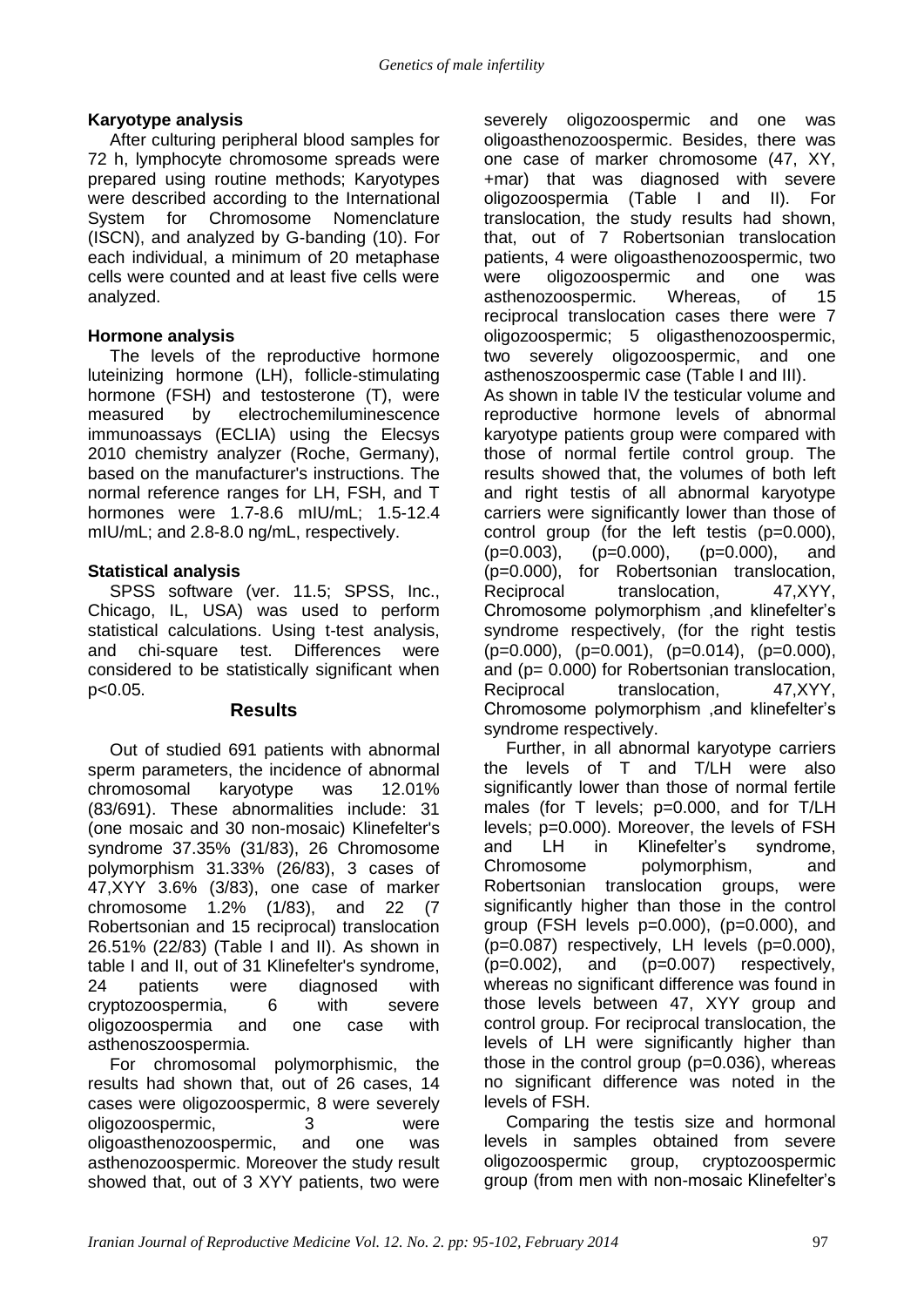### Karyotype analysis

After culturing peripheral blood samples for 72 h, lymphocyte chromosome spreads were prepared using routine methods; Karyotypes were described according to the International System for Chromosome Nomenclature (ISCN), and analyzed by G-banding (10). For each individual, a minimum of 20 metaphase cells were counted and at least five cells were analyzed.

### Hormone analysis

The levels of the reproductive hormone luteinizing hormone (LH), follicle-stimulating hormone (FSH) and testosterone (T), were measured by electrochemiluminescence immunoassays (ECLIA) using the Elecsys 2010 chemistry analyzer (Roche, Germany), based on the manufacturer's instructions. The normal reference ranges for LH, FSH, and T hormones were 1.7-8.6 mIU/mL; 1.5-12.4 mIU/mL; and 2.8-8.0 ng/mL, respectively.

### Statistical analysis

SPSS software (ver. 11.5; SPSS, Inc., Chicago, IL, USA) was used to perform statistical calculations. Using t-test analysis, and chi-square test. Differences were considered to be statistically significant when $p<0.05$.

## Results

Out of studied 691 patients with abnormal sperm parameters, the incidence of abnormal chromosomal karyotype was 12.01% (83/691). These abnormalities include: 31 (one mosaic and 30 non-mosaic) Klinefelter's syndrome 37.35% (31/83), 26 Chromosome polymorphism 31.33% (26/83), 3 cases of 47,XYY 3.6% (3/83), one case of marker chromosome 1.2% (1/83), and 22 (7 Robertsonian and 15 reciprocal) translocation 26.51% (22/83) (Table I and II). As shown in table I and II, out of 31 Klinefelter's syndrome, 24 patients were diagnosed with cryptozoospermia, 6 with severe oligozoospermia and one case with asthenoszoospermia.

For chromosomal polymorphismic, the results had shown that, out of 26 cases, 14 cases were oligozoospermic, 8 were severely oligozoospermic, 3 were oligoasthenozoospermic, and one was asthenozoospermic. Moreover the study result showed that, out of 3 XYY patients, two were severely oligozoospermic and one was oligoasthenozoospermic. Besides, there was one case of marker chromosome (47, XY, +mar) that was diagnosed with severe oligozoospermia (Table I and II). For translocation, the study results had shown, that, out of 7 Robertsonian translocation patients, 4 were oligoasthenozoospermic, two were oligozoospermic and one was asthenozoospermic. Whereas, of 15 reciprocal translocation cases there were 7 oligozoospermic; 5 oligasthenozoospermic, two severely oligozoospermic, and one asthenoszoospermic case (Table I and III).

As shown in table IV the testicular volume and reproductive hormone levels of abnormal karyotype patients group were compared with those of normal fertile control group. The results showed that, the volumes of both left and right testis of all abnormal karyotype carriers were significantly lower than those of control group (for the left testis (p=0.000), (p=0.003), (p=0.000), (p=0.000), and (p=0.000), for Robertsonian translocation, Reciprocal translocation, 47,XYY, Chromosome polymorphism ,and klinefelter's syndrome respectively, (for the right testis (p=0.000), (p=0.001), (p=0.014), (p=0.000), and (p= 0.000) for Robertsonian translocation, Reciprocal translocation, 47,XYY, Chromosome polymorphism ,and klinefelter's syndrome respectively.

Further, in all abnormal karyotype carriers the levels of T and T/LH were also significantly lower than those of normal fertile males (for T levels; p=0.000, and for T/LH levels; p=0.000). Moreover, the levels of FSH and LH in Klinefelter's syndrome, Chromosome polymorphism, and Robertsonian translocation groups, were significantly higher than those in the control group (FSH levels p=0.000), (p=0.000), and (p=0.087) respectively, LH levels (p=0.000), (p=0.002), and (p=0.007) respectively, whereas no significant difference was found in those levels between 47, XYY group and control group. For reciprocal translocation, the levels of LH were significantly higher than those in the control group (p=0.036), whereas no significant difference was noted in the levels of FSH.

Comparing the testis size and hormonal levels in samples obtained from severe oligozoospermic group, cryptozoospermic group (from men with non-mosaic Klinefelter's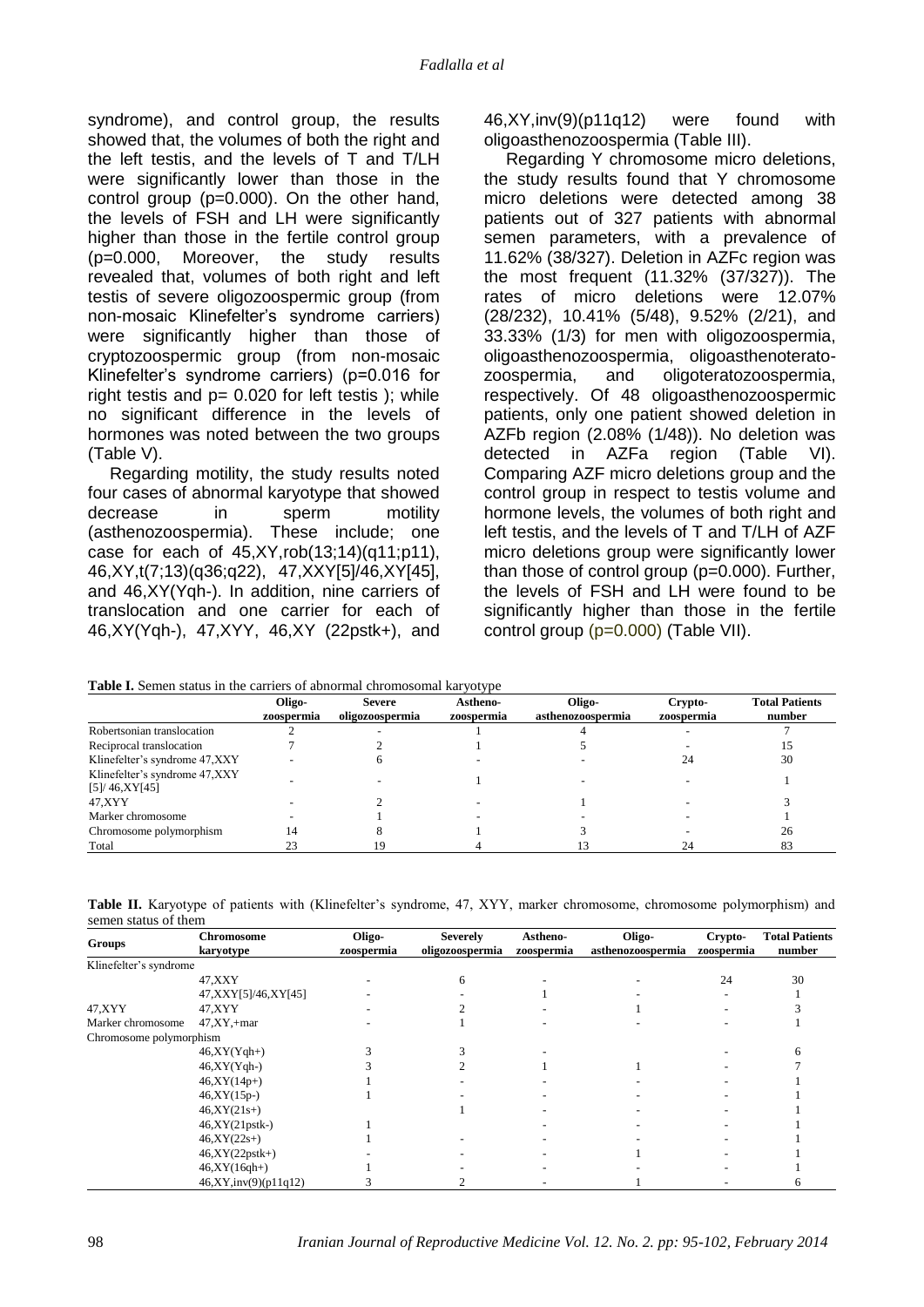syndrome), and control group, the results showed that, the volumes of both the right and the left testis, and the levels of T and T/LH were significantly lower than those in the control group (p=0.000). On the other hand, the levels of FSH and LH were significantly higher than those in the fertile control group (p=0.000, Moreover, the study results revealed that, volumes of both right and left testis of severe oligozoospermic group (from non-mosaic Klinefelter's syndrome carriers) were significantly higher than those of cryptozoospermic group (from non-mosaic Klinefelter's syndrome carriers) (p=0.016 for right testis and p= 0.020 for left testis ); while no significant difference in the levels of hormones was noted between the two groups (Table V).

Regarding motility, the study results noted four cases of abnormal karyotype that showed decrease in sperm motility (asthenozoospermia). These include; one case for each of 45,XY,rob(13;14)(q11;p11), 46,XY,t(7;13)(q36;q22), 47,XXY[5]/46,XY[45], and 46,XY(Yqh-). In addition, nine carriers of translocation and one carrier for each of 46,XY(Yqh-), 47,XYY, 46,XY (22pstk+), and 46,XY,inv(9)(p11q12) were found with oligoasthenozoospermia (Table III).

Regarding Y chromosome micro deletions, the study results found that Y chromosome micro deletions were detected among 38 patients out of 327 patients with abnormal semen parameters, with a prevalence of 11.62% (38/327). Deletion in AZFc region was the most frequent (11.32% (37/327)). The rates of micro deletions were 12.07% (28/232), 10.41% (5/48), 9.52% (2/21), and 33.33% (1/3) for men with oligozoospermia, oligoasthenozoospermia, oligoasthenoterato-zoospermia, and oligoteratozoospermia, respectively. Of 48 oligoasthenozoospermic patients, only one patient showed deletion in AZFb region (2.08% (1/48)). No deletion was detected in AZFa region (Table VI). Comparing AZF micro deletions group and the control group in respect to testis volume and hormone levels, the volumes of both right and left testis, and the levels of T and T/LH of AZF micro deletions group were significantly lower than those of control group (p=0.000). Further, the levels of FSH and LH were found to be significantly higher than those in the fertile control group (p=0.000) (Table VII).

**Table I.** Semen status in the carriers of abnormal chromosomal karyotype

| | Oligo-zoospermia | Severe oligozoospermia | Astheno-zoospermia | Oligo-asthenozoospermia | Crypto-zoospermia | Total Patients number |
|---|---|---|---|---|---|---|
| Robertsonian translocation | 2 | - | 1 | 4 | - | 7 |
| Reciprocal translocation | 7 | 2 | 1 | 5 | - | 15 |
| Klinefelter's syndrome 47,XXY | - | 6 | - | - | 24 | 30 |
| Klinefelter's syndrome 47,XXY [5]/ 46,XY[45] | - | - | 1 | - | - | 1 |
| 47,XYY | - | 2 | - | 1 | - | 3 |
| Marker chromosome | - | 1 | - | - | - | 1 |
| Chromosome polymorphism | 14 | 8 | 1 | 3 | - | 26 |
| Total | 23 | 19 | 4 | 13 | 24 | 83 |

**Table II.** Karyotype of patients with (Klinefelter's syndrome, 47, XYY, marker chromosome, chromosome polymorphism) and semen status of them

| Groups | Chromosome karyotype | Oligo-zoospermia | Severely oligozoospermia | Astheno-zoospermia | Oligo-asthenozoospermia | Crypto-zoospermia | Total Patients number |
|---|---|---|---|---|---|---|---|
| Klinefelter's syndrome | | | | | | | |
| | 47,XXY | - | 6 | - | - | 24 | 30 |
| | 47,XXY[5]/46,XY[45] | - | - | 1 | - | - | 1 |
| 47,XYY | 47,XYY | - | 2 | - | 1 | - | 3 |
| Marker chromosome | 47,XY,+mar | - | 1 | - | - | - | 1 |
| Chromosome polymorphism | | | | | | | |
| | 46,XY(Yqh+) | 3 | 3 | - | | - | 6 |
| | 46,XY(Yqh-) | 3 | 2 | 1 | 1 | - | 7 |
| | 46,XY(14p+) | 1 | - | - | - | - | 1 |
| | 46,XY(15p-) | 1 | - | - | - | - | 1 |
| | 46,XY(21s+) | | 1 | - | - | - | 1 |
| | 46,XY(21pstk-) | 1 | | - | - | - | 1 |
| | 46,XY(22s+) | 1 | - | - | - | - | 1 |
| | 46,XY(22pstk+) | - | - | - | 1 | - | 1 |
| | 46,XY(16qh+) | 1 | - | - | - | - | 1 |
| | 46,XY,inv(9)(p11q12) | 3 | 2 | - | 1 | - | 6 |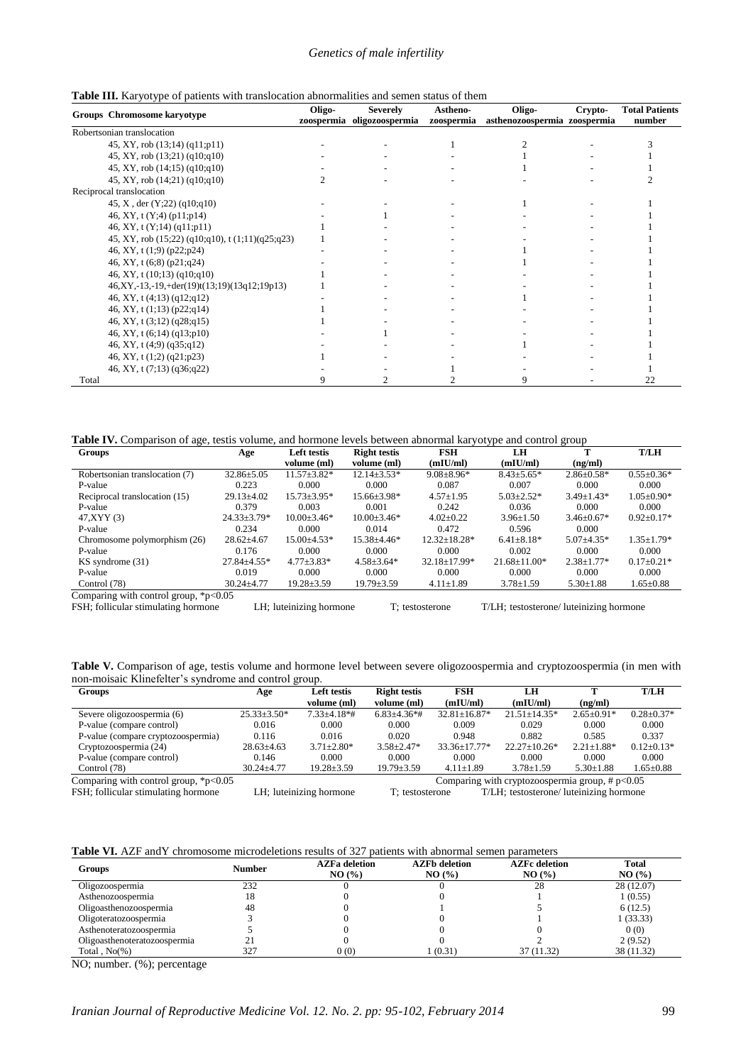**Table III.** Karyotype of patients with translocation abnormalities and semen status of them

| Groups Chromosome karyotype | Oligo-zoospermia | Severely oligozoospermia | Astheno-zoospermia | Oligo-asthenozoospermia | Crypto-zoospermia | Total Patients number |
|---|---|---|---|---|---|---|
| Robertsonian translocation | | | | | | |
| 45, XY, rob (13;14) (q11;p11) | - | - | 1 | 2 | - | 3 |
| 45, XY, rob (13;21) (q10;q10) | - | - | - | 1 | - | 1 |
| 45, XY, rob (14;15) (q10;q10) | - | - | - | 1 | - | 1 |
| 45, XY, rob (14;21) (q10;q10) | 2 | - | - | - | - | 2 |
| Reciprocal translocation | | | | | | |
| 45, X , der (Y;22) (q10;q10) | - | - | - | 1 | - | 1 |
| 46, XY, t (Y;4) (p11;p14) | - | 1 | - | - | - | 1 |
| 46, XY, t (Y;14) (q11;p11) | 1 | - | - | - | - | 1 |
| 45, XY, rob (15;22) (q10;q10), t (1;11)(q25;q23) | 1 | - | - | - | - | 1 |
| 46, XY, t (1;9) (p22;p24) | - | - | - | 1 | - | 1 |
| 46, XY, t (6;8) (p21;q24) | - | - | - | 1 | - | 1 |
| 46, XY, t (10;13) (q10;q10) | 1 | - | - | - | - | 1 |
| 46,XY,-13,-19,+der(19)t(13;19)(13q12;19p13) | 1 | - | - | - | - | 1 |
| 46, XY, t (4;13) (q12;q12) | - | - | - | 1 | - | 1 |
| 46, XY, t (1;13) (p22;q14) | 1 | - | - | - | - | 1 |
| 46, XY, t (3;12) (q28;q15) | 1 | - | - | - | - | 1 |
| 46, XY, t (6;14) (q13;p10) | - | 1 | - | - | - | 1 |
| 46, XY, t (4;9) (q35;q12) | - | - | - | 1 | - | 1 |
| 46, XY, t (1;2) (q21;p23) | 1 | - | - | - | - | 1 |
| 46, XY, t (7;13) (q36;q22) | - | - | 1 | - | - | 1 |
| Total | 9 | 2 | 2 | 9 | - | 22 |

**Table IV.** Comparison of age, testis volume, and hormone levels between abnormal karyotype and control group

| Groups | Age | Left testis volume (ml) | Right testis volume (ml) | FSH (mIU/ml) | LH (mIU/ml) | T (ng/ml) | T/LH |
|---|---|---|---|---|---|---|---|
| Robertsonian translocation (7) | 32.86±5.05 | 11.57±3.82* | 12.14±3.53* | 9.08±8.96* | 8.43±5.65* | 2.86±0.58* | 0.55±0.36* |
| P-value | 0.223 | 0.000 | 0.000 | 0.087 | 0.007 | 0.000 | 0.000 |
| Reciprocal translocation (15) | 29.13±4.02 | 15.73±3.95* | 15.66±3.98* | 4.57±1.95 | 5.03±2.52* | 3.49±1.43* | 1.05±0.90* |
| P-value | 0.379 | 0.003 | 0.001 | 0.242 | 0.036 | 0.000 | 0.000 |
| 47,XYY (3) | 24.33±3.79* | 10.00±3.46* | 10.00±3.46* | 4.02±0.22 | 3.96±1.50 | 3.46±0.67* | 0.92±0.17* |
| P-value | 0.234 | 0.000 | 0.014 | 0.472 | 0.596 | 0.000 | |
| Chromosome polymorphism (26) | 28.62±4.67 | 15.00±4.53* | 15.38±4.46* | 12.32±18.28* | 6.41±8.18* | 5.07±4.35* | 1.35±1.79* |
| P-value | 0.176 | 0.000 | 0.000 | 0.000 | 0.002 | 0.000 | 0.000 |
| KS syndrome (31) | 27.84±4.55* | 4.77±3.83* | 4.58±3.64* | 32.18±17.99* | 21.68±11.00* | 2.38±1.77* | 0.17±0.21* |
| P-value | 0.019 | 0.000 | 0.000 | 0.000 | 0.000 | 0.000 | 0.000 |
| Control (78) | 30.24±4.77 | 19.28±3.59 | 19.79±3.59 | 4.11±1.89 | 3.78±1.59 | 5.30±1.88 | 1.65±0.88 |

Comparing with control group, *p<0.05

FSH; follicular stimulating hormone LH; luteinizing hormone T; testosterone T/LH; testosterone/ luteinizing hormone

**Table V.** Comparison of age, testis volume and hormone level between severe oligozoospermia and cryptozoospermia (in men with non-moisaic Klinefelter's syndrome and control group.

| Groups | Age | Left testis volume (ml) | Right testis volume (ml) | FSH (mIU/ml) | LH (mIU/ml) | T (ng/ml) | T/LH |
|---|---|---|---|---|---|---|---|
| Severe oligozoospermia (6) | 25.33±3.50* | 7.33±4.18*# | 6.83±4.36*# | 32.81±16.87* | 21.51±14.35* | 2.65±0.91* | 0.28±0.37* |
| P-value (compare control) | 0.016 | 0.000 | 0.000 | 0.009 | 0.029 | 0.000 | 0.000 |
| P-value (compare cryptozoospermia) | 0.116 | 0.016 | 0.020 | 0.948 | 0.882 | 0.585 | 0.337 |
| Cryptozoospermia (24) | 28.63±4.63 | 3.71±2.80* | 3.58±2.47* | 33.36±17.77* | 22.27±10.26* | 2.21±1.88* | 0.12±0.13* |
| P-value (compare control) | 0.146 | 0.000 | 0.000 | 0.000 | 0.000 | 0.000 | 0.000 |
| Control (78) | 30.24±4.77 | 19.28±3.59 | 19.79±3.59 | 4.11±1.89 | 3.78±1.59 | 5.30±1.88 | 1.65±0.88 |

Comparing with control group, *p<0.05 Comparing with cryptozoospermia group, # p<0.05

FSH; follicular stimulating hormone LH; luteinizing hormone T; testosterone T/LH; testosterone/ luteinizing hormone

**Table VI.** AZF andY chromosome microdeletions results of 327 patients with abnormal semen parameters

| Groups | Number | AZFa deletion NO (%) | AZFb deletion NO (%) | AZFc deletion NO (%) | Total NO (%) |
|---|---|---|---|---|---|
| Oligozoospermia | 232 | 0 | 0 | 28 | 28 (12.07) |
| Asthenozoospermia | 18 | 0 | 0 | 1 | 1 (0.55) |
| Oligoasthenozoospermia | 48 | 0 | 1 | 5 | 6 (12.5) |
| Oligoteratozoospermia | 3 | 0 | 0 | 1 | 1 (33.33) |
| Asthenoteratozoospermia | 5 | 0 | 0 | 0 | 0 (0) |
| Oligoasthenoteratozoospermia | 21 | 0 | 0 | 2 | 2 (9.52) |
| Total , No(%) | 327 | 0 (0) | 1 (0.31) | 37 (11.32) | 38 (11.32) |

NO; number. (%); percentage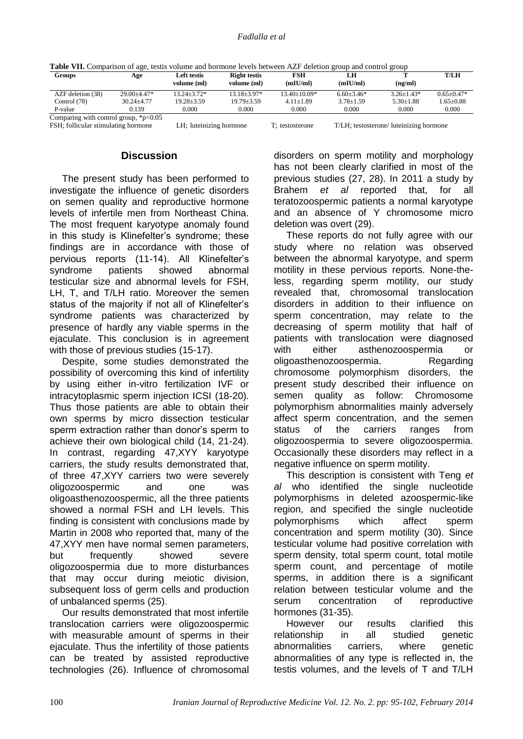**Table VII.** Comparison of age, testis volume and hormone levels between AZF deletion group and control group

| Groups | Age | Left testis volume (ml) | Right testis volume (ml) | FSH (mIU/ml) | LH (mIU/ml) | T (ng/ml) | T/LH |
|---|---|---|---|---|---|---|---|
| AZF deletion (38) | 29.00±4.47* | 13.24±3.72* | 13.18±3.97* | 13.40±10.09* | 6.60±3.46* | 3.26±1.43* | 0.65±0.47* |
| Control (78) | 30.24±4.77 | 19.28±3.59 | 19.79±3.59 | 4.11±1.89 | 3.78±1.59 | 5.30±1.88 | 1.65±0.88 |
| P-value | 0.139 | 0.000 | 0.000 | 0.000 | 0.000 | 0.000 | 0.000 |

Comparing with control group, *p<0.05

FSH; follicular stimulating hormone LH; luteinizing hormone T; testosterone T/LH; testosterone/ luteinizing hormone

## Discussion

The present study has been performed to investigate the influence of genetic disorders on semen quality and reproductive hormone levels of infertile men from Northeast China. The most frequent karyotype anomaly found in this study is Klinefelter's syndrome; these findings are in accordance with those of pervious reports (11-14). All Klinefelter's syndrome patients showed abnormal testicular size and abnormal levels for FSH, LH, T, and T/LH ratio. Moreover the semen status of the majority if not all of Klinefelter's syndrome patients was characterized by presence of hardly any viable sperms in the ejaculate. This conclusion is in agreement with those of previous studies (15-17).

Despite, some studies demonstrated the possibility of overcoming this kind of infertility by using either in-vitro fertilization IVF or intracytoplasmic sperm injection ICSI (18-20). Thus those patients are able to obtain their own sperms by micro dissection testicular sperm extraction rather than donor's sperm to achieve their own biological child (14, 21-24). In contrast, regarding 47,XYY karyotype carriers, the study results demonstrated that, of three 47,XYY carriers two were severely oligozoospermic and one was oligoasthenozoospermic, all the three patients showed a normal FSH and LH levels. This finding is consistent with conclusions made by Martin in 2008 who reported that, many of the 47,XYY men have normal semen parameters, but frequently showed severe oligozoospermia due to more disturbances that may occur during meiotic division, subsequent loss of germ cells and production of unbalanced sperms (25).

Our results demonstrated that most infertile translocation carriers were oligozoospermic with measurable amount of sperms in their ejaculate. Thus the infertility of those patients can be treated by assisted reproductive technologies (26). Influence of chromosomal disorders on sperm motility and morphology has not been clearly clarified in most of the previous studies (27, 28). In 2011 a study by Brahem *et al* reported that, for all teratozoospermic patients a normal karyotype and an absence of Y chromosome micro deletion was overt (29).

These reports do not fully agree with our study where no relation was observed between the abnormal karyotype, and sperm motility in these pervious reports. None-the-less, regarding sperm motility, our study revealed that, chromosomal translocation disorders in addition to their influence on sperm concentration, may relate to the decreasing of sperm motility that half of patients with translocation were diagnosed with either asthenozoospermia or oligoasthenozoospermia. Regarding chromosome polymorphism disorders, the present study described their influence on semen quality as follow: Chromosome polymorphism abnormalities mainly adversely affect sperm concentration, and the semen status of the carriers ranges from oligozoospermia to severe oligozoospermia. Occasionally these disorders may reflect in a negative influence on sperm motility.

This description is consistent with Teng *et al* who identified the single nucleotide polymorphisms in deleted azoospermic-like region, and specified the single nucleotide polymorphisms which affect sperm concentration and sperm motility (30). Since testicular volume had positive correlation with sperm density, total sperm count, total motile sperm count, and percentage of motile sperms, in addition there is a significant relation between testicular volume and the serum concentration of reproductive hormones (31-35).

However our results clarified this relationship in all studied genetic abnormalities carriers, where genetic abnormalities of any type is reflected in, the testis volumes, and the levels of T and T/LH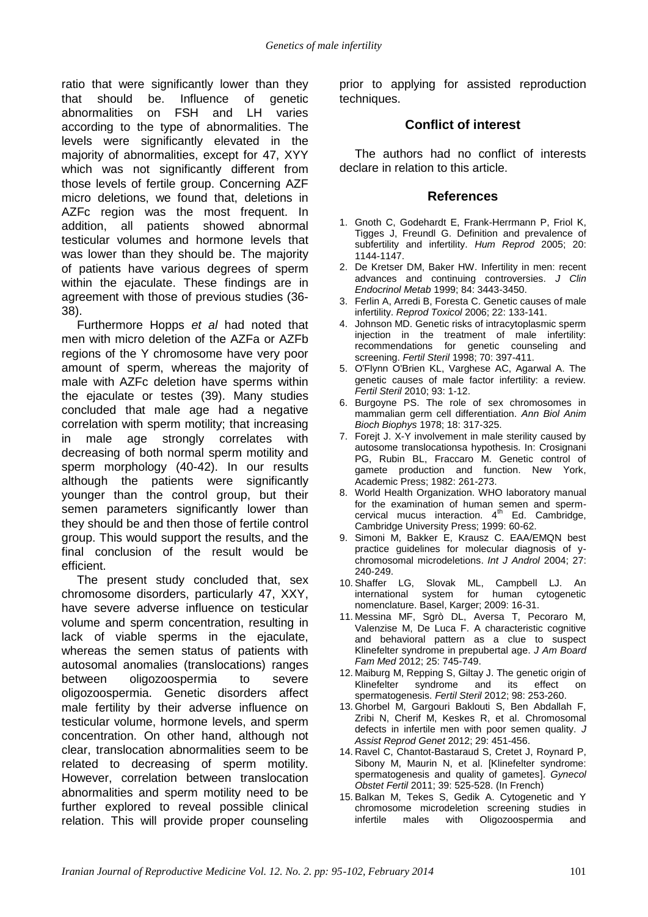ratio that were significantly lower than they that should be. Influence of genetic abnormalities on FSH and LH varies according to the type of abnormalities. The levels were significantly elevated in the majority of abnormalities, except for 47, XYY which was not significantly different from those levels of fertile group. Concerning AZF micro deletions, we found that, deletions in AZFc region was the most frequent. In addition, all patients showed abnormal testicular volumes and hormone levels that was lower than they should be. The majority of patients have various degrees of sperm within the ejaculate. These findings are in agreement with those of previous studies (36-38).

Furthermore Hopps *et al* had noted that men with micro deletion of the AZFa or AZFb regions of the Y chromosome have very poor amount of sperm, whereas the majority of male with AZFc deletion have sperms within the ejaculate or testes (39). Many studies concluded that male age had a negative correlation with sperm motility; that increasing in male age strongly correlates with decreasing of both normal sperm motility and sperm morphology (40-42). In our results although the patients were significantly younger than the control group, but their semen parameters significantly lower than they should be and then those of fertile control group. This would support the results, and the final conclusion of the result would be efficient.

The present study concluded that, sex chromosome disorders, particularly 47, XXY, have severe adverse influence on testicular volume and sperm concentration, resulting in lack of viable sperms in the ejaculate, whereas the semen status of patients with autosomal anomalies (translocations) ranges between oligozoospermia to severe oligozoospermia. Genetic disorders affect male fertility by their adverse influence on testicular volume, hormone levels, and sperm concentration. On other hand, although not clear, translocation abnormalities seem to be related to decreasing of sperm motility. However, correlation between translocation abnormalities and sperm motility need to be further explored to reveal possible clinical relation. This will provide proper counseling prior to applying for assisted reproduction techniques.

## Conflict of interest

The authors had no conflict of interests declare in relation to this article.

## References

1. Gnoth C, Godehardt E, Frank-Herrmann P, Friol K, Tigges J, Freundl G. Definition and prevalence of subfertility and infertility. *Hum Reprod* 2005; 20: 1144-1147.
2. De Kretser DM, Baker HW. Infertility in men: recent advances and continuing controversies. *J Clin Endocrinol Metab* 1999; 84: 3443-3450.
3. Ferlin A, Arredi B, Foresta C. Genetic causes of male infertility. *Reprod Toxicol* 2006; 22: 133-141.
4. Johnson MD. Genetic risks of intracytoplasmic sperm injection in the treatment of male infertility: recommendations for genetic counseling and screening. *Fertil Steril* 1998; 70: 397-411.
5. O'Flynn O'Brien KL, Varghese AC, Agarwal A. The genetic causes of male factor infertility: a review. *Fertil Steril* 2010; 93: 1-12.
6. Burgoyne PS. The role of sex chromosomes in mammalian germ cell differentiation. *Ann Biol Anim Bioch Biophys* 1978; 18: 317-325.
7. Forejt J. X-Y involvement in male sterility caused by autosome translocationsa hypothesis. In: Crosignani PG, Rubin BL, Fraccaro M. Genetic control of gamete production and function. New York, Academic Press; 1982: 261-273.
8. World Health Organization. WHO laboratory manual for the examination of human semen and sperm-cervical mucus interaction. 4th Ed. Cambridge, Cambridge University Press; 1999: 60-62.
9. Simoni M, Bakker E, Krausz C. EAA/EMQN best practice guidelines for molecular diagnosis of y-chromosomal microdeletions. *Int J Androl* 2004; 27: 240-249.
10. Shaffer LG, Slovak ML, Campbell LJ. An international system for human cytogenetic nomenclature. Basel, Karger; 2009: 16-31.
11. Messina MF, Sgrò DL, Aversa T, Pecoraro M, Valenzise M, De Luca F. A characteristic cognitive and behavioral pattern as a clue to suspect Klinefelter syndrome in prepubertal age. *J Am Board Fam Med* 2012; 25: 745-749.
12. Maiburg M, Repping S, Giltay J. The genetic origin of Klinefelter syndrome and its effect on spermatogenesis. *Fertil Steril* 2012; 98: 253-260.
13. Ghorbel M, Gargouri Baklouti S, Ben Abdallah F, Zribi N, Cherif M, Keskes R, et al. Chromosomal defects in infertile men with poor semen quality. *J Assist Reprod Genet* 2012; 29: 451-456.
14. Ravel C, Chantot-Bastaraud S, Cretet J, Roynard P, Sibony M, Maurin N, et al. [Klinefelter syndrome: spermatogenesis and quality of gametes]. *Gynecol Obstet Fertil* 2011; 39: 525-528. (In French)
15. Balkan M, Tekes S, Gedik A. Cytogenetic and Y chromosome microdeletion screening studies in infertile males with Oligozoospermia and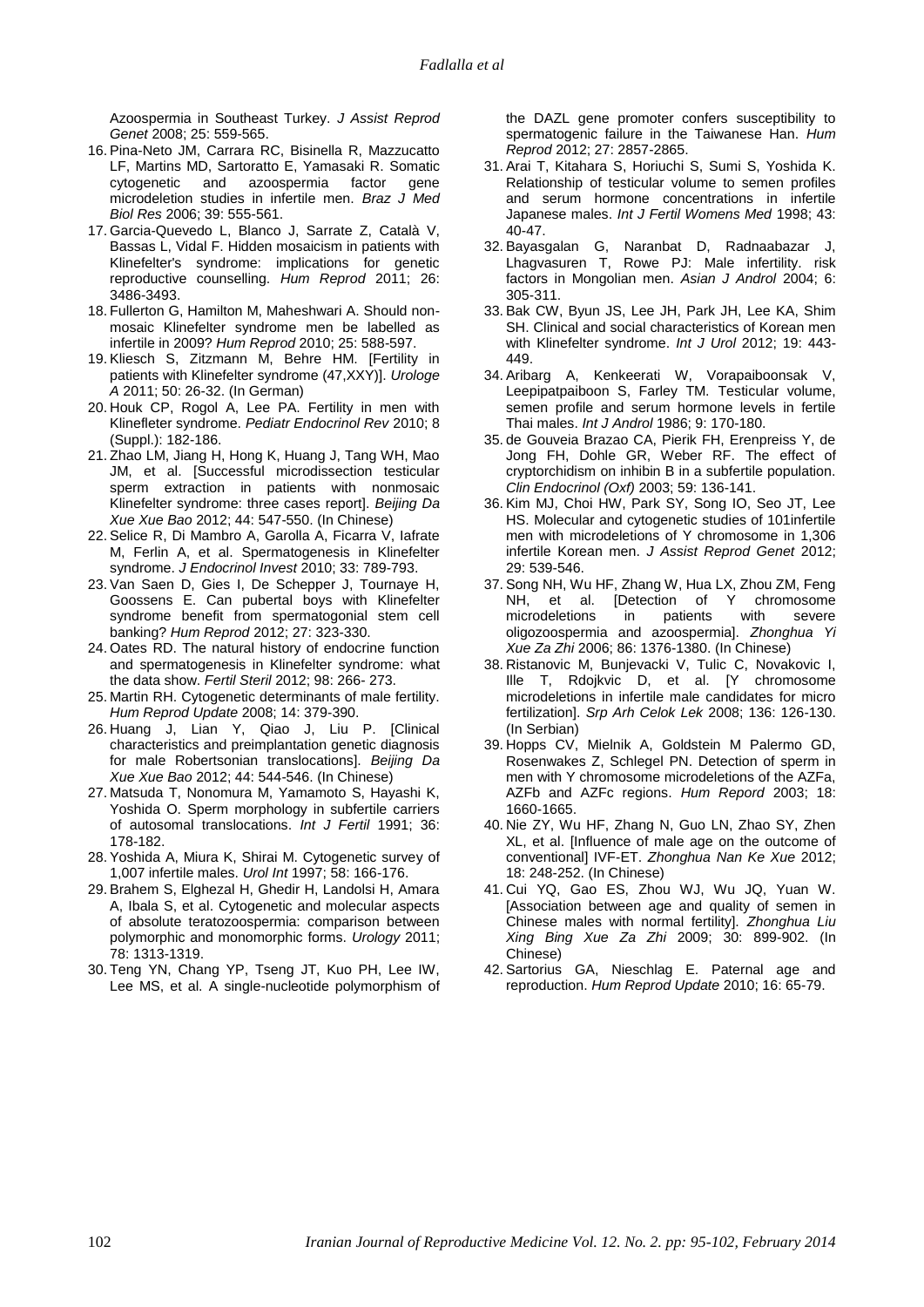Azoospermia in Southeast Turkey. *J Assist Reprod Genet* 2008; 25: 559-565.

16. Pina-Neto JM, Carrara RC, Bisinella R, Mazzucatto LF, Martins MD, Sartoratto E, Yamasaki R. Somatic cytogenetic and azoospermia factor gene microdeletion studies in infertile men. *Braz J Med Biol Res* 2006; 39: 555-561.
17. Garcia-Quevedo L, Blanco J, Sarrate Z, Català V, Bassas L, Vidal F. Hidden mosaicism in patients with Klinefelter's syndrome: implications for genetic reproductive counselling. *Hum Reprod* 2011; 26: 3486-3493.
18. Fullerton G, Hamilton M, Maheshwari A. Should non-mosaic Klinefelter syndrome men be labelled as infertile in 2009? *Hum Reprod* 2010; 25: 588-597.
19. Kliesch S, Zitzmann M, Behre HM. [Fertility in patients with Klinefelter syndrome (47,XXY)]. *Urologe A* 2011; 50: 26-32. (In German)
20. Houk CP, Rogol A, Lee PA. Fertility in men with Klinefleter syndrome. *Pediatr Endocrinol Rev* 2010; 8 (Suppl.): 182-186.
21. Zhao LM, Jiang H, Hong K, Huang J, Tang WH, Mao JM, et al. [Successful microdissection testicular sperm extraction in patients with nonmosaic Klinefelter syndrome: three cases report]. *Beijing Da Xue Xue Bao* 2012; 44: 547-550. (In Chinese)
22. Selice R, Di Mambro A, Garolla A, Ficarra V, Iafrate M, Ferlin A, et al. Spermatogenesis in Klinefelter syndrome. *J Endocrinol Invest* 2010; 33: 789-793.
23. Van Saen D, Gies I, De Schepper J, Tournaye H, Goossens E. Can pubertal boys with Klinefelter syndrome benefit from spermatogonial stem cell banking? *Hum Reprod* 2012; 27: 323-330.
24. Oates RD. The natural history of endocrine function and spermatogenesis in Klinefelter syndrome: what the data show. *Fertil Steril* 2012; 98: 266- 273.
25. Martin RH. Cytogenetic determinants of male fertility. *Hum Reprod Update* 2008; 14: 379-390.
26. Huang J, Lian Y, Qiao J, Liu P. [Clinical characteristics and preimplantation genetic diagnosis for male Robertsonian translocations]. *Beijing Da Xue Xue Bao* 2012; 44: 544-546. (In Chinese)
27. Matsuda T, Nonomura M, Yamamoto S, Hayashi K, Yoshida O. Sperm morphology in subfertile carriers of autosomal translocations. *Int J Fertil* 1991; 36: 178-182.
28. Yoshida A, Miura K, Shirai M. Cytogenetic survey of 1,007 infertile males. *Urol Int* 1997; 58: 166-176.
29. Brahem S, Elghezal H, Ghedir H, Landolsi H, Amara A, Ibala S, et al. Cytogenetic and molecular aspects of absolute teratozoospermia: comparison between polymorphic and monomorphic forms. *Urology* 2011; 78: 1313-1319.
30. Teng YN, Chang YP, Tseng JT, Kuo PH, Lee IW, Lee MS, et al. A single-nucleotide polymorphism of the DAZL gene promoter confers susceptibility to spermatogenic failure in the Taiwanese Han. *Hum Reprod* 2012; 27: 2857-2865.
31. Arai T, Kitahara S, Horiuchi S, Sumi S, Yoshida K. Relationship of testicular volume to semen profiles and serum hormone concentrations in infertile Japanese males. *Int J Fertil Womens Med* 1998; 43: 40-47.
32. Bayasgalan G, Naranbat D, Radnaabazar J, Lhagvasuren T, Rowe PJ: Male infertility. risk factors in Mongolian men. *Asian J Androl* 2004; 6: 305-311.
33. Bak CW, Byun JS, Lee JH, Park JH, Lee KA, Shim SH. Clinical and social characteristics of Korean men with Klinefelter syndrome. *Int J Urol* 2012; 19: 443-449.
34. Aribarg A, Kenkeerati W, Vorapaiboonsak V, Leepipatpaiboon S, Farley TM. Testicular volume, semen profile and serum hormone levels in fertile Thai males. *Int J Androl* 1986; 9: 170-180.
35. de Gouveia Brazao CA, Pierik FH, Erenpreiss Y, de Jong FH, Dohle GR, Weber RF. The effect of cryptorchidism on inhibin B in a subfertile population. *Clin Endocrinol (Oxf)* 2003; 59: 136-141.
36. Kim MJ, Choi HW, Park SY, Song IO, Seo JT, Lee HS. Molecular and cytogenetic studies of 101infertile men with microdeletions of Y chromosome in 1,306 infertile Korean men. *J Assist Reprod Genet* 2012; 29: 539-546.
37. Song NH, Wu HF, Zhang W, Hua LX, Zhou ZM, Feng NH, et al. [Detection of Y chromosome microdeletions in patients with severe oligozoospermia and azoospermia]. *Zhonghua Yi Xue Za Zhi* 2006; 86: 1376-1380. (In Chinese)
38. Ristanovic M, Bunjevacki V, Tulic C, Novakovic I, Ille T, Rdojkvic D, et al. [Y chromosome microdeletions in infertile male candidates for micro fertilization]. *Srp Arh Celok Lek* 2008; 136: 126-130. (In Serbian)
39. Hopps CV, Mielnik A, Goldstein M Palermo GD, Rosenwakes Z, Schlegel PN. Detection of sperm in men with Y chromosome microdeletions of the AZFa, AZFb and AZFc regions. *Hum Repord* 2003; 18: 1660-1665.
40. Nie ZY, Wu HF, Zhang N, Guo LN, Zhao SY, Zhen XL, et al. [Influence of male age on the outcome of conventional] IVF-ET. *Zhonghua Nan Ke Xue* 2012; 18: 248-252. (In Chinese)
41. Cui YQ, Gao ES, Zhou WJ, Wu JQ, Yuan W. [Association between age and quality of semen in Chinese males with normal fertility]. *Zhonghua Liu Xing Bing Xue Za Zhi* 2009; 30: 899-902. (In Chinese)
42. Sartorius GA, Nieschlag E. Paternal age and reproduction. *Hum Reprod Update* 2010; 16: 65-79.